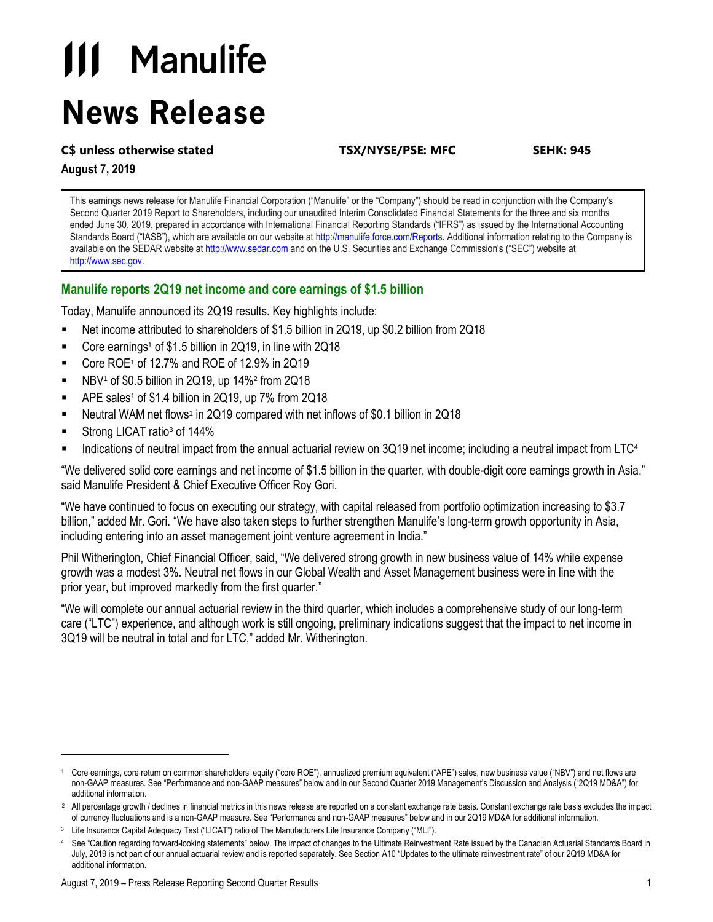# Manulife

# News Release

**C$ unless otherwise stated** **TSX/NYSE/PSE: MFC** **SEHK: 945**

**August 7, 2019**

This earnings news release for Manulife Financial Corporation ("Manulife" or the "Company") should be read in conjunction with the Company's Second Quarter 2019 Report to Shareholders, including our unaudited Interim Consolidated Financial Statements for the three and six months ended June 30, 2019, prepared in accordance with International Financial Reporting Standards ("IFRS") as issued by the International Accounting Standards Board ("IASB"), which are available on our website at http://manulife.force.com/Reports. Additional information relating to the Company is available on the SEDAR website at http://www.sedar.com and on the U.S. Securities and Exchange Commission's ("SEC") website at http://www.sec.gov.

## Manulife reports 2Q19 net income and core earnings of $1.5 billion

Today, Manulife announced its 2Q19 results. Key highlights include:

- Net income attributed to shareholders of $1.5 billion in 2Q19, up $0.2 billion from 2Q18
- Core earnings[1] of $1.5 billion in 2Q19, in line with 2Q18
- Core ROE[1] of 12.7% and ROE of 12.9% in 2Q19
- NBV[1] of $0.5 billion in 2Q19, up 14%[2] from 2Q18
- APE sales[1] of $1.4 billion in 2Q19, up 7% from 2Q18
- Neutral WAM net flows[1] in 2Q19 compared with net inflows of $0.1 billion in 2Q18
- Strong LICAT ratio[3] of 144%
- Indications of neutral impact from the annual actuarial review on 3Q19 net income; including a neutral impact from LTC[4]

"We delivered solid core earnings and net income of $1.5 billion in the quarter, with double-digit core earnings growth in Asia," said Manulife President & Chief Executive Officer Roy Gori.

"We have continued to focus on executing our strategy, with capital released from portfolio optimization increasing to $3.7 billion," added Mr. Gori. "We have also taken steps to further strengthen Manulife's long-term growth opportunity in Asia, including entering into an asset management joint venture agreement in India."

Phil Witherington, Chief Financial Officer, said, "We delivered strong growth in new business value of 14% while expense growth was a modest 3%. Neutral net flows in our Global Wealth and Asset Management business were in line with the prior year, but improved markedly from the first quarter."

"We will complete our annual actuarial review in the third quarter, which includes a comprehensive study of our long-term care ("LTC") experience, and although work is still ongoing, preliminary indications suggest that the impact to net income in 3Q19 will be neutral in total and for LTC," added Mr. Witherington.

---

[1] Core earnings, core return on common shareholders' equity ("core ROE"), annualized premium equivalent ("APE") sales, new business value ("NBV") and net flows are non-GAAP measures. See "Performance and non-GAAP measures" below and in our Second Quarter 2019 Management's Discussion and Analysis ("2Q19 MD&A") for additional information.

[2] All percentage growth / declines in financial metrics in this news release are reported on a constant exchange rate basis. Constant exchange rate basis excludes the impact of currency fluctuations and is a non-GAAP measure. See "Performance and non-GAAP measures" below and in our 2Q19 MD&A for additional information.

[3] Life Insurance Capital Adequacy Test ("LICAT") ratio of The Manufacturers Life Insurance Company ("MLI").

[4] See "Caution regarding forward-looking statements" below. The impact of changes to the Ultimate Reinvestment Rate issued by the Canadian Actuarial Standards Board in July, 2019 is not part of our annual actuarial review and is reported separately. See Section A10 "Updates to the ultimate reinvestment rate" of our 2Q19 MD&A for additional information.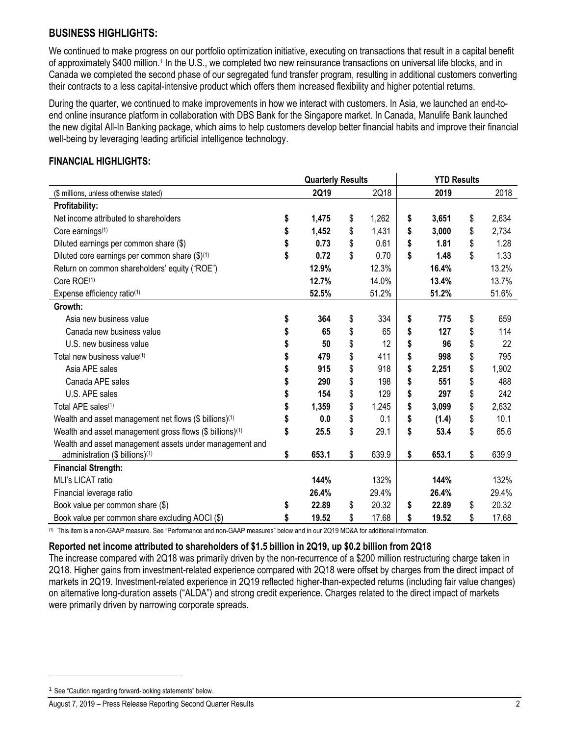## BUSINESS HIGHLIGHTS:

We continued to make progress on our portfolio optimization initiative, executing on transactions that result in a capital benefit of approximately $400 million.[1] In the U.S., we completed two new reinsurance transactions on universal life blocks, and in Canada we completed the second phase of our segregated fund transfer program, resulting in additional customers converting their contracts to a less capital-intensive product which offers them increased flexibility and higher potential returns.

During the quarter, we continued to make improvements in how we interact with customers. In Asia, we launched an end-to-end online insurance platform in collaboration with DBS Bank for the Singapore market. In Canada, Manulife Bank launched the new digital All-In Banking package, which aims to help customers develop better financial habits and improve their financial well-being by leveraging leading artificial intelligence technology.

## FINANCIAL HIGHLIGHTS:

| | Quarterly Results | | YTD Results | |
|---|---|---|---|---|
| ($ millions, unless otherwise stated) | **2Q19** | 2Q18 | **2019** | 2018 |
| **Profitability:** | | | | |
| Net income attributed to shareholders | **$ 1,475** | $ 1,262 | **$ 3,651** | $ 2,634 |
| Core earnings[(1)] | **$ 1,452** | $ 1,431 | **$ 3,000** | $ 2,734 |
| Diluted earnings per common share ($) | **$ 0.73** | $ 0.61 | **$ 1.81** | $ 1.28 |
| Diluted core earnings per common share ($)[(1)] | **$ 0.72** | $ 0.70 | **$ 1.48** | $ 1.33 |
| Return on common shareholders' equity ("ROE") | **12.9%** | 12.3% | **16.4%** | 13.2% |
| Core ROE[(1)] | **12.7%** | 14.0% | **13.4%** | 13.7% |
| Expense efficiency ratio[(1)] | **52.5%** | 51.2% | **51.2%** | 51.6% |
| **Growth:** | | | | |
| Asia new business value | **$ 364** | $ 334 | **$ 775** | $ 659 |
| Canada new business value | **$ 65** | $ 65 | **$ 127** | $ 114 |
| U.S. new business value | **$ 50** | $ 12 | **$ 96** | $ 22 |
| Total new business value[(1)] | **$ 479** | $ 411 | **$ 998** | $ 795 |
| Asia APE sales | **$ 915** | $ 918 | **$ 2,251** | $ 1,902 |
| Canada APE sales | **$ 290** | $ 198 | **$ 551** | $ 488 |
| U.S. APE sales | **$ 154** | $ 129 | **$ 297** | $ 242 |
| Total APE sales[(1)] | **$ 1,359** | $ 1,245 | **$ 3,099** | $ 2,632 |
| Wealth and asset management net flows ($ billions)[(1)] | **$ 0.0** | $ 0.1 | **$ (1.4)** | $ 10.1 |
| Wealth and asset management gross flows ($ billions)[(1)] | **$ 25.5** | $ 29.1 | **$ 53.4** | $ 65.6 |
| Wealth and asset management assets under management and administration ($ billions)[(1)] | **$ 653.1** | $ 639.9 | **$ 653.1** | $ 639.9 |
| **Financial Strength:** | | | | |
| MLI's LICAT ratio | **144%** | 132% | **144%** | 132% |
| Financial leverage ratio | **26.4%** | 29.4% | **26.4%** | 29.4% |
| Book value per common share ($) | **$ 22.89** | $ 20.32 | **$ 22.89** | $ 20.32 |
| Book value per common share excluding AOCI ($) | **$ 19.52** | $ 17.68 | **$ 19.52** | $ 17.68 |

(1) This item is a non-GAAP measure. See "Performance and non-GAAP measures" below and in our 2Q19 MD&A for additional information.

**Reported net income attributed to shareholders of $1.5 billion in 2Q19, up $0.2 billion from 2Q18**

The increase compared with 2Q18 was primarily driven by the non-recurrence of a $200 million restructuring charge taken in 2Q18. Higher gains from investment-related experience compared with 2Q18 were offset by charges from the direct impact of markets in 2Q19. Investment-related experience in 2Q19 reflected higher-than-expected returns (including fair value changes) on alternative long-duration assets ("ALDA") and strong credit experience. Charges related to the direct impact of markets were primarily driven by narrowing corporate spreads.

[1] See "Caution regarding forward-looking statements" below.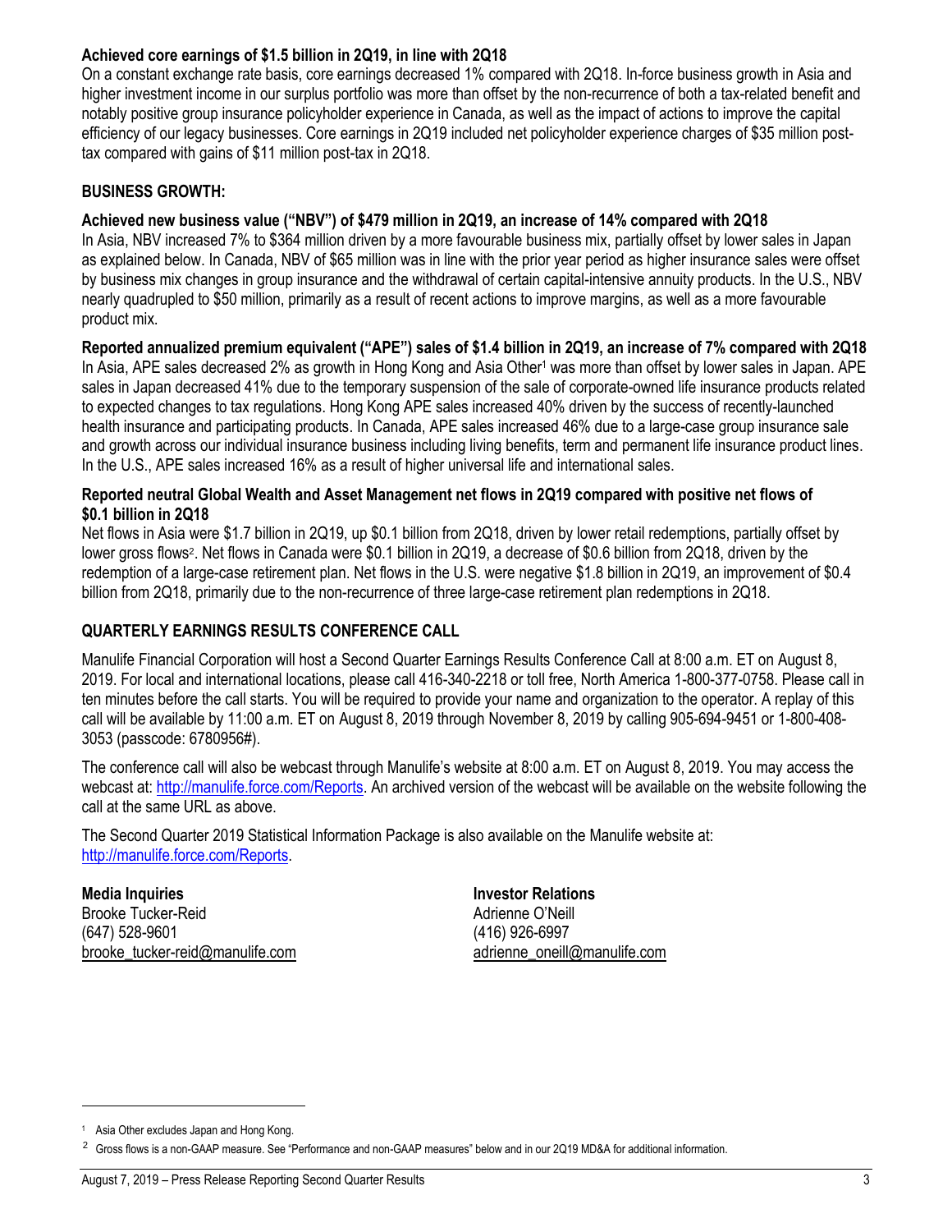**Achieved core earnings of $1.5 billion in 2Q19, in line with 2Q18**

On a constant exchange rate basis, core earnings decreased 1% compared with 2Q18. In-force business growth in Asia and higher investment income in our surplus portfolio was more than offset by the non-recurrence of both a tax-related benefit and notably positive group insurance policyholder experience in Canada, as well as the impact of actions to improve the capital efficiency of our legacy businesses. Core earnings in 2Q19 included net policyholder experience charges of $35 million post-tax compared with gains of $11 million post-tax in 2Q18.

**BUSINESS GROWTH:**

**Achieved new business value ("NBV") of $479 million in 2Q19, an increase of 14% compared with 2Q18**

In Asia, NBV increased 7% to $364 million driven by a more favourable business mix, partially offset by lower sales in Japan as explained below. In Canada, NBV of $65 million was in line with the prior year period as higher insurance sales were offset by business mix changes in group insurance and the withdrawal of certain capital-intensive annuity products. In the U.S., NBV nearly quadrupled to $50 million, primarily as a result of recent actions to improve margins, as well as a more favourable product mix.

**Reported annualized premium equivalent ("APE") sales of $1.4 billion in 2Q19, an increase of 7% compared with 2Q18**

In Asia, APE sales decreased 2% as growth in Hong Kong and Asia Other[1] was more than offset by lower sales in Japan. APE sales in Japan decreased 41% due to the temporary suspension of the sale of corporate-owned life insurance products related to expected changes to tax regulations. Hong Kong APE sales increased 40% driven by the success of recently-launched health insurance and participating products. In Canada, APE sales increased 46% due to a large-case group insurance sale and growth across our individual insurance business including living benefits, term and permanent life insurance product lines. In the U.S., APE sales increased 16% as a result of higher universal life and international sales.

**Reported neutral Global Wealth and Asset Management net flows in 2Q19 compared with positive net flows of $0.1 billion in 2Q18**

Net flows in Asia were $1.7 billion in 2Q19, up $0.1 billion from 2Q18, driven by lower retail redemptions, partially offset by lower gross flows[2]. Net flows in Canada were $0.1 billion in 2Q19, a decrease of $0.6 billion from 2Q18, driven by the redemption of a large-case retirement plan. Net flows in the U.S. were negative $1.8 billion in 2Q19, an improvement of $0.4 billion from 2Q18, primarily due to the non-recurrence of three large-case retirement plan redemptions in 2Q18.

**QUARTERLY EARNINGS RESULTS CONFERENCE CALL**

Manulife Financial Corporation will host a Second Quarter Earnings Results Conference Call at 8:00 a.m. ET on August 8, 2019. For local and international locations, please call 416-340-2218 or toll free, North America 1-800-377-0758. Please call in ten minutes before the call starts. You will be required to provide your name and organization to the operator. A replay of this call will be available by 11:00 a.m. ET on August 8, 2019 through November 8, 2019 by calling 905-694-9451 or 1-800-408-3053 (passcode: 6780956#).

The conference call will also be webcast through Manulife's website at 8:00 a.m. ET on August 8, 2019. You may access the webcast at: http://manulife.force.com/Reports. An archived version of the webcast will be available on the website following the call at the same URL as above.

The Second Quarter 2019 Statistical Information Package is also available on the Manulife website at: http://manulife.force.com/Reports.

**Media Inquiries**
Brooke Tucker-Reid
(647) 528-9601
brooke_tucker-reid@manulife.com

**Investor Relations**
Adrienne O'Neill
(416) 926-6997
adrienne_oneill@manulife.com

---

[1] Asia Other excludes Japan and Hong Kong.

[2] Gross flows is a non-GAAP measure. See "Performance and non-GAAP measures" below and in our 2Q19 MD&A for additional information.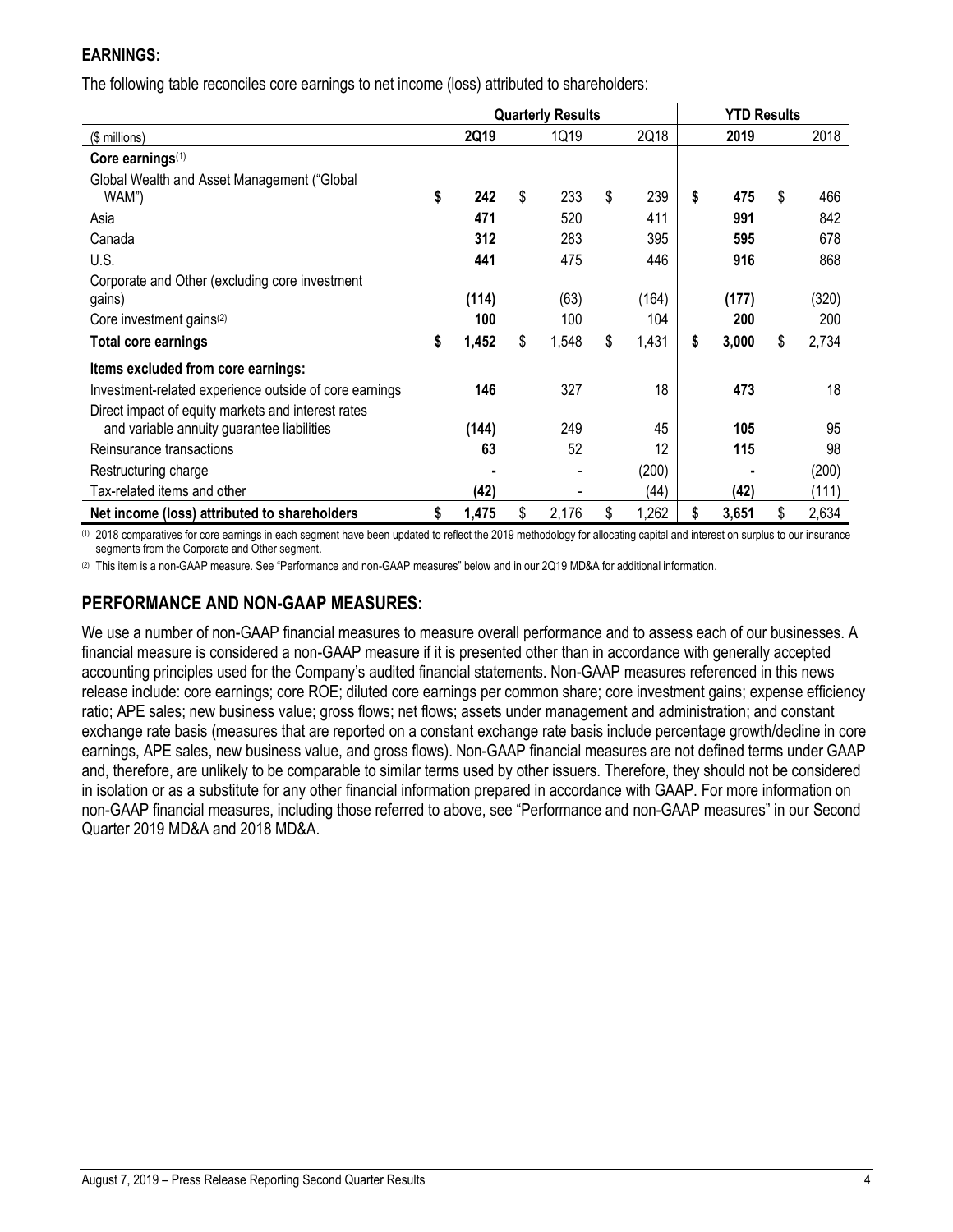**EARNINGS:**

The following table reconciles core earnings to net income (loss) attributed to shareholders:

| | Quarterly Results | | | YTD Results | |
|---|---|---|---|---|---|
| ($ millions) | **2Q19** | 1Q19 | 2Q18 | **2019** | 2018 |
| **Core earnings**[1] | | | | | |
| Global Wealth and Asset Management ("Global WAM") | **$ 242** | $ 233 | $ 239 | **$ 475** | $ 466 |
| Asia | **471** | 520 | 411 | **991** | 842 |
| Canada | **312** | 283 | 395 | **595** | 678 |
| U.S. | **441** | 475 | 446 | **916** | 868 |
| Corporate and Other (excluding core investment gains) | **(114)** | (63) | (164) | **(177)** | (320) |
| Core investment gains[2] | **100** | 100 | 104 | **200** | 200 |
| **Total core earnings** | **$ 1,452** | $ 1,548 | $ 1,431 | **$ 3,000** | $ 2,734 |
| **Items excluded from core earnings:** | | | | | |
| Investment-related experience outside of core earnings | **146** | 327 | 18 | **473** | 18 |
| Direct impact of equity markets and interest rates and variable annuity guarantee liabilities | **(144)** | 249 | 45 | **105** | 95 |
| Reinsurance transactions | **63** | 52 | 12 | **115** | 98 |
| Restructuring charge | **-** | - | (200) | **-** | (200) |
| Tax-related items and other | **(42)** | - | (44) | **(42)** | (111) |
| **Net income (loss) attributed to shareholders** | **$ 1,475** | $ 2,176 | $ 1,262 | **$ 3,651** | $ 2,634 |

[1] 2018 comparatives for core earnings in each segment have been updated to reflect the 2019 methodology for allocating capital and interest on surplus to our insurance segments from the Corporate and Other segment.

[2] This item is a non-GAAP measure. See "Performance and non-GAAP measures" below and in our 2Q19 MD&A for additional information.

## PERFORMANCE AND NON-GAAP MEASURES:

We use a number of non-GAAP financial measures to measure overall performance and to assess each of our businesses. A financial measure is considered a non-GAAP measure if it is presented other than in accordance with generally accepted accounting principles used for the Company's audited financial statements. Non-GAAP measures referenced in this news release include: core earnings; core ROE; diluted core earnings per common share; core investment gains; expense efficiency ratio; APE sales; new business value; gross flows; net flows; assets under management and administration; and constant exchange rate basis (measures that are reported on a constant exchange rate basis include percentage growth/decline in core earnings, APE sales, new business value, and gross flows). Non-GAAP financial measures are not defined terms under GAAP and, therefore, are unlikely to be comparable to similar terms used by other issuers. Therefore, they should not be considered in isolation or as a substitute for any other financial information prepared in accordance with GAAP. For more information on non-GAAP financial measures, including those referred to above, see "Performance and non-GAAP measures" in our Second Quarter 2019 MD&A and 2018 MD&A.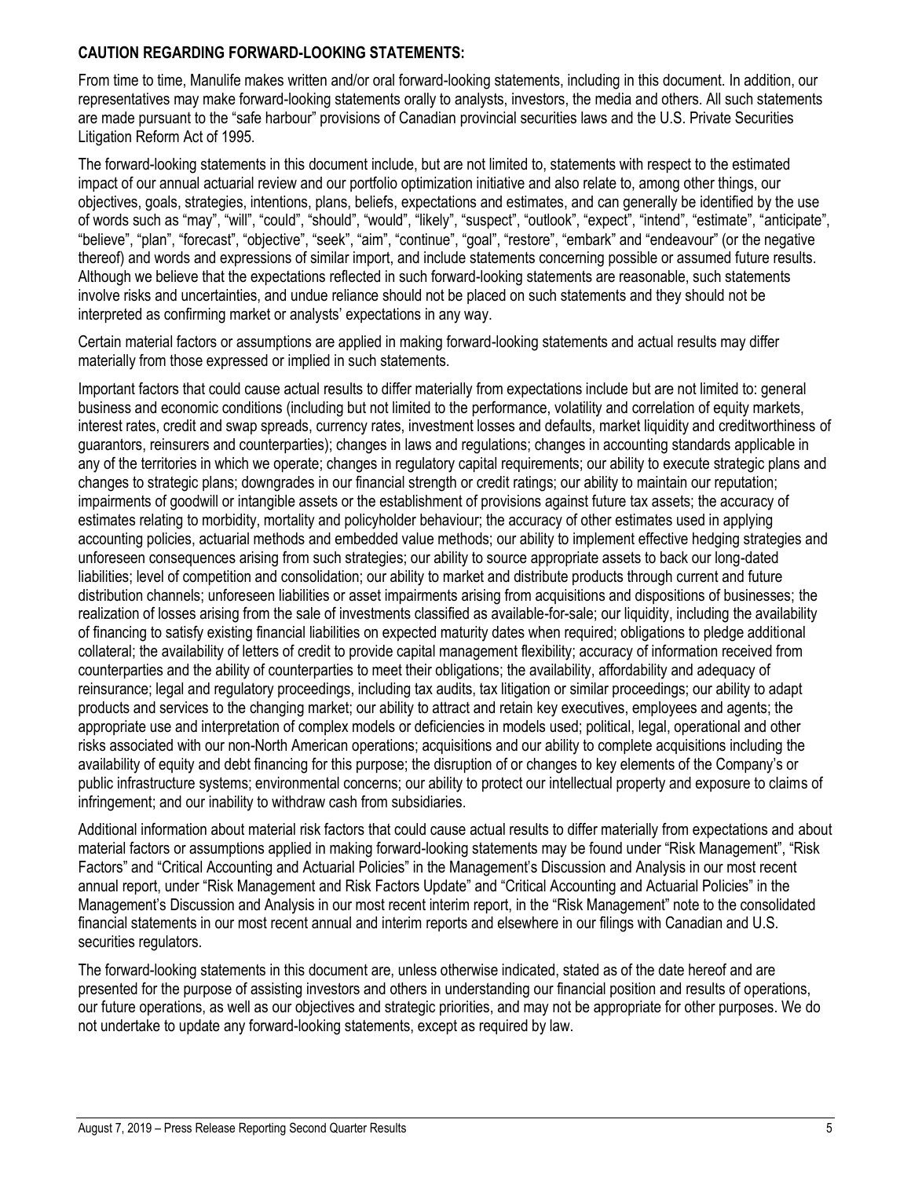**CAUTION REGARDING FORWARD-LOOKING STATEMENTS:**

From time to time, Manulife makes written and/or oral forward-looking statements, including in this document. In addition, our representatives may make forward-looking statements orally to analysts, investors, the media and others. All such statements are made pursuant to the "safe harbour" provisions of Canadian provincial securities laws and the U.S. Private Securities Litigation Reform Act of 1995.

The forward-looking statements in this document include, but are not limited to, statements with respect to the estimated impact of our annual actuarial review and our portfolio optimization initiative and also relate to, among other things, our objectives, goals, strategies, intentions, plans, beliefs, expectations and estimates, and can generally be identified by the use of words such as "may", "will", "could", "should", "would", "likely", "suspect", "outlook", "expect", "intend", "estimate", "anticipate", "believe", "plan", "forecast", "objective", "seek", "aim", "continue", "goal", "restore", "embark" and "endeavour" (or the negative thereof) and words and expressions of similar import, and include statements concerning possible or assumed future results. Although we believe that the expectations reflected in such forward-looking statements are reasonable, such statements involve risks and uncertainties, and undue reliance should not be placed on such statements and they should not be interpreted as confirming market or analysts' expectations in any way.

Certain material factors or assumptions are applied in making forward-looking statements and actual results may differ materially from those expressed or implied in such statements.

Important factors that could cause actual results to differ materially from expectations include but are not limited to: general business and economic conditions (including but not limited to the performance, volatility and correlation of equity markets, interest rates, credit and swap spreads, currency rates, investment losses and defaults, market liquidity and creditworthiness of guarantors, reinsurers and counterparties); changes in laws and regulations; changes in accounting standards applicable in any of the territories in which we operate; changes in regulatory capital requirements; our ability to execute strategic plans and changes to strategic plans; downgrades in our financial strength or credit ratings; our ability to maintain our reputation; impairments of goodwill or intangible assets or the establishment of provisions against future tax assets; the accuracy of estimates relating to morbidity, mortality and policyholder behaviour; the accuracy of other estimates used in applying accounting policies, actuarial methods and embedded value methods; our ability to implement effective hedging strategies and unforeseen consequences arising from such strategies; our ability to source appropriate assets to back our long-dated liabilities; level of competition and consolidation; our ability to market and distribute products through current and future distribution channels; unforeseen liabilities or asset impairments arising from acquisitions and dispositions of businesses; the realization of losses arising from the sale of investments classified as available-for-sale; our liquidity, including the availability of financing to satisfy existing financial liabilities on expected maturity dates when required; obligations to pledge additional collateral; the availability of letters of credit to provide capital management flexibility; accuracy of information received from counterparties and the ability of counterparties to meet their obligations; the availability, affordability and adequacy of reinsurance; legal and regulatory proceedings, including tax audits, tax litigation or similar proceedings; our ability to adapt products and services to the changing market; our ability to attract and retain key executives, employees and agents; the appropriate use and interpretation of complex models or deficiencies in models used; political, legal, operational and other risks associated with our non-North American operations; acquisitions and our ability to complete acquisitions including the availability of equity and debt financing for this purpose; the disruption of or changes to key elements of the Company's or public infrastructure systems; environmental concerns; our ability to protect our intellectual property and exposure to claims of infringement; and our inability to withdraw cash from subsidiaries.

Additional information about material risk factors that could cause actual results to differ materially from expectations and about material factors or assumptions applied in making forward-looking statements may be found under "Risk Management", "Risk Factors" and "Critical Accounting and Actuarial Policies" in the Management's Discussion and Analysis in our most recent annual report, under "Risk Management and Risk Factors Update" and "Critical Accounting and Actuarial Policies" in the Management's Discussion and Analysis in our most recent interim report, in the "Risk Management" note to the consolidated financial statements in our most recent annual and interim reports and elsewhere in our filings with Canadian and U.S. securities regulators.

The forward-looking statements in this document are, unless otherwise indicated, stated as of the date hereof and are presented for the purpose of assisting investors and others in understanding our financial position and results of operations, our future operations, as well as our objectives and strategic priorities, and may not be appropriate for other purposes. We do not undertake to update any forward-looking statements, except as required by law.